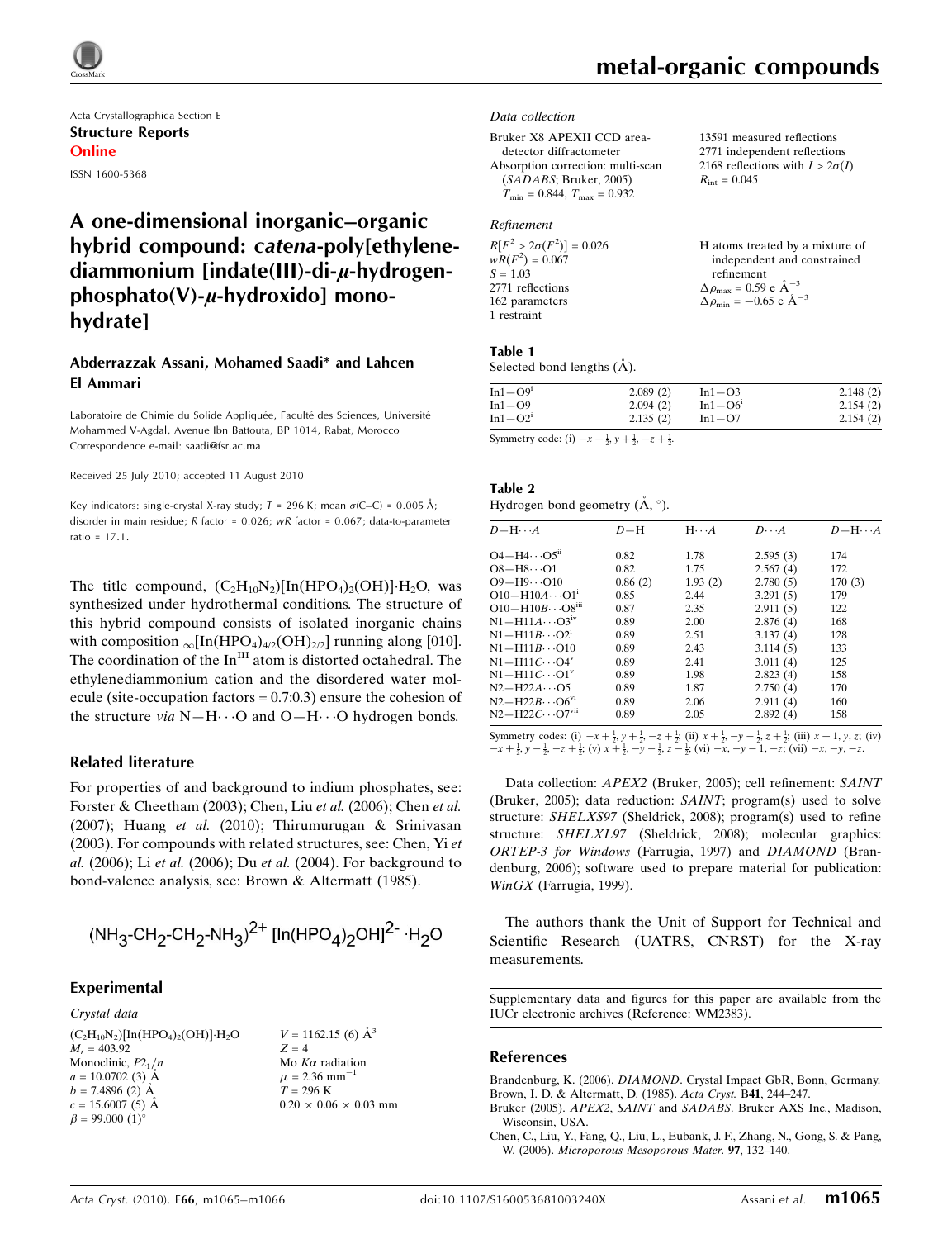Acta Crystallographica Section E

**Structure Reports**

**Online**

ISSN 1600-5368

# A one-dimensional inorganic–organic hybrid compound: *catena*-poly[ethylenediammonium [indate(III)-di-μ-hydrogenphosphato(V)-μ-hydroxido] monohydrate]

**Abderrazzak Assani, Mohamed Saadi\* and Lahcen El Ammari**

Laboratoire de Chimie du Solide Appliquée, Faculté des Sciences, Université Mohammed V-Agdal, Avenue Ibn Battouta, BP 1014, Rabat, Morocco
Correspondence e-mail: saadi@fsr.ac.ma

Received 25 July 2010; accepted 11 August 2010

Key indicators: single-crystal X-ray study; $T$ = 296 K; mean $\sigma$(C–C) = 0.005 Å; disorder in main residue; $R$ factor = 0.026; $wR$ factor = 0.067; data-to-parameter ratio = 17.1.

The title compound, $(C_2H_{10}N_2)[In(HPO_4)_2(OH)]\cdot H_2O$, was synthesized under hydrothermal conditions. The structure of this hybrid compound consists of isolated inorganic chains with composition $_\infty[In(HPO_4)_{4/2}(OH)_{2/2}]$ running along [010]. The coordination of the $In^{III}$ atom is distorted octahedral. The ethylenediammonium cation and the disordered water molecule (site-occupation factors = 0.7:0.3) ensure the cohesion of the structure *via* N—H···O and O—H···O hydrogen bonds.

## Related literature

For properties of and background to indium phosphates, see: Forster & Cheetham (2003); Chen, Liu *et al.* (2006); Chen *et al.* (2007); Huang *et al.* (2010); Thirumurugan & Srinivasan (2003). For compounds with related structures, see: Chen, Yi *et al.* (2006); Li *et al.* (2006); Du *et al.* (2004). For background to bond-valence analysis, see: Brown & Altermatt (1985).

$$(NH_3\text{-}CH_2\text{-}CH_2\text{-}NH_3)^{2+}\ [In(HPO_4)_2OH]^{2-}\cdot H_2O$$

## Experimental

### Crystal data

$(C_2H_{10}N_2)[In(HPO_4)_2(OH)]\cdot H_2O$
$M_r$ = 403.92
Monoclinic, $P2_1/n$
$a$ = 10.0702 (3) Å
$b$ = 7.4896 (2) Å
$c$ = 15.6007 (5) Å
$\beta$ = 99.000 (1)°
$V$ = 1162.15 (6) Å$^3$
$Z$ = 4
Mo $K\alpha$ radiation
$\mu$ = 2.36 mm$^{-1}$
$T$ = 296 K
0.20 × 0.06 × 0.03 mm

### Data collection

Bruker X8 APEXII CCD area-detector diffractometer
Absorption correction: multi-scan (*SADABS*; Bruker, 2005)
$T_{min}$ = 0.844, $T_{max}$ = 0.932
13591 measured reflections
2771 independent reflections
2168 reflections with $I > 2\sigma(I)$
$R_{int}$ = 0.045

### Refinement

$R[F^2 > 2\sigma(F^2)]$ = 0.026
$wR(F^2)$ = 0.067
$S$ = 1.03
2771 reflections
162 parameters
1 restraint
H atoms treated by a mixture of independent and constrained refinement
$\Delta\rho_{max}$ = 0.59 e Å$^{-3}$
$\Delta\rho_{min}$ = −0.65 e Å$^{-3}$

**Table 1**
Selected bond lengths (Å).

| | | | |
|---|---|---|---|
| In1—O9$^{i}$ | 2.089 (2) | In1—O3 | 2.148 (2) |
| In1—O9 | 2.094 (2) | In1—O6$^{i}$ | 2.154 (2) |
| In1—O2$^{i}$ | 2.135 (2) | In1—O7 | 2.154 (2) |

Symmetry code: (i) $-x+\frac{1}{2}, y+\frac{1}{2}, -z+\frac{1}{2}$.

**Table 2**
Hydrogen-bond geometry (Å, °).

| $D$—H···$A$ | $D$—H | H···$A$ | $D$···$A$ | $D$—H···$A$ |
|---|---|---|---|---|
| O4—H4···O5$^{ii}$ | 0.82 | 1.78 | 2.595 (3) | 174 |
| O8—H8···O1 | 0.82 | 1.75 | 2.567 (4) | 172 |
| O9—H9···O10 | 0.86 (2) | 1.93 (2) | 2.780 (5) | 170 (3) |
| O10—H10A···O1$^{i}$ | 0.85 | 2.44 | 3.291 (5) | 179 |
| O10—H10B···O8$^{iii}$ | 0.87 | 2.35 | 2.911 (5) | 122 |
| N1—H11A···O3$^{iv}$ | 0.89 | 2.00 | 2.876 (4) | 168 |
| N1—H11B···O2$^{i}$ | 0.89 | 2.51 | 3.137 (4) | 128 |
| N1—H11B···O10 | 0.89 | 2.43 | 3.114 (5) | 133 |
| N1—H11C···O4$^{v}$ | 0.89 | 2.41 | 3.011 (4) | 125 |
| N1—H11C···O1$^{v}$ | 0.89 | 1.98 | 2.823 (4) | 158 |
| N2—H22A···O5 | 0.89 | 1.87 | 2.750 (4) | 170 |
| N2—H22B···O6$^{vi}$ | 0.89 | 2.06 | 2.911 (4) | 160 |
| N2—H22C···O7$^{vii}$ | 0.89 | 2.05 | 2.892 (4) | 158 |

Symmetry codes: (i) $-x+\frac{1}{2}, y+\frac{1}{2}, -z+\frac{1}{2}$; (ii) $x+\frac{1}{2}, -y-\frac{1}{2}, z+\frac{1}{2}$; (iii) $x+1, y, z$; (iv) $-x+\frac{1}{2}, y-\frac{1}{2}, -z+\frac{1}{2}$; (v) $x+\frac{1}{2}, -y-\frac{1}{2}, z-\frac{1}{2}$; (vi) $-x, -y-1, -z$; (vii) $-x, -y, -z$.

Data collection: *APEX2* (Bruker, 2005); cell refinement: *SAINT* (Bruker, 2005); data reduction: *SAINT*; program(s) used to solve structure: *SHELXS97* (Sheldrick, 2008); program(s) used to refine structure: *SHELXL97* (Sheldrick, 2008); molecular graphics: *ORTEP-3 for Windows* (Farrugia, 1997) and *DIAMOND* (Brandenburg, 2006); software used to prepare material for publication: *WinGX* (Farrugia, 1999).

The authors thank the Unit of Support for Technical and Scientific Research (UATRS, CNRST) for the X-ray measurements.

Supplementary data and figures for this paper are available from the IUCr electronic archives (Reference: WM2383).

## References

Brandenburg, K. (2006). *DIAMOND*. Crystal Impact GbR, Bonn, Germany.
Brown, I. D. & Altermatt, D. (1985). *Acta Cryst.* B**41**, 244–247.
Bruker (2005). *APEX2, SAINT* and *SADABS*. Bruker AXS Inc., Madison, Wisconsin, USA.
Chen, C., Liu, Y., Fang, Q., Liu, L., Eubank, J. F., Zhang, N., Gong, S. & Pang, W. (2006). *Microporous Mesoporous Mater.* **97**, 132–140.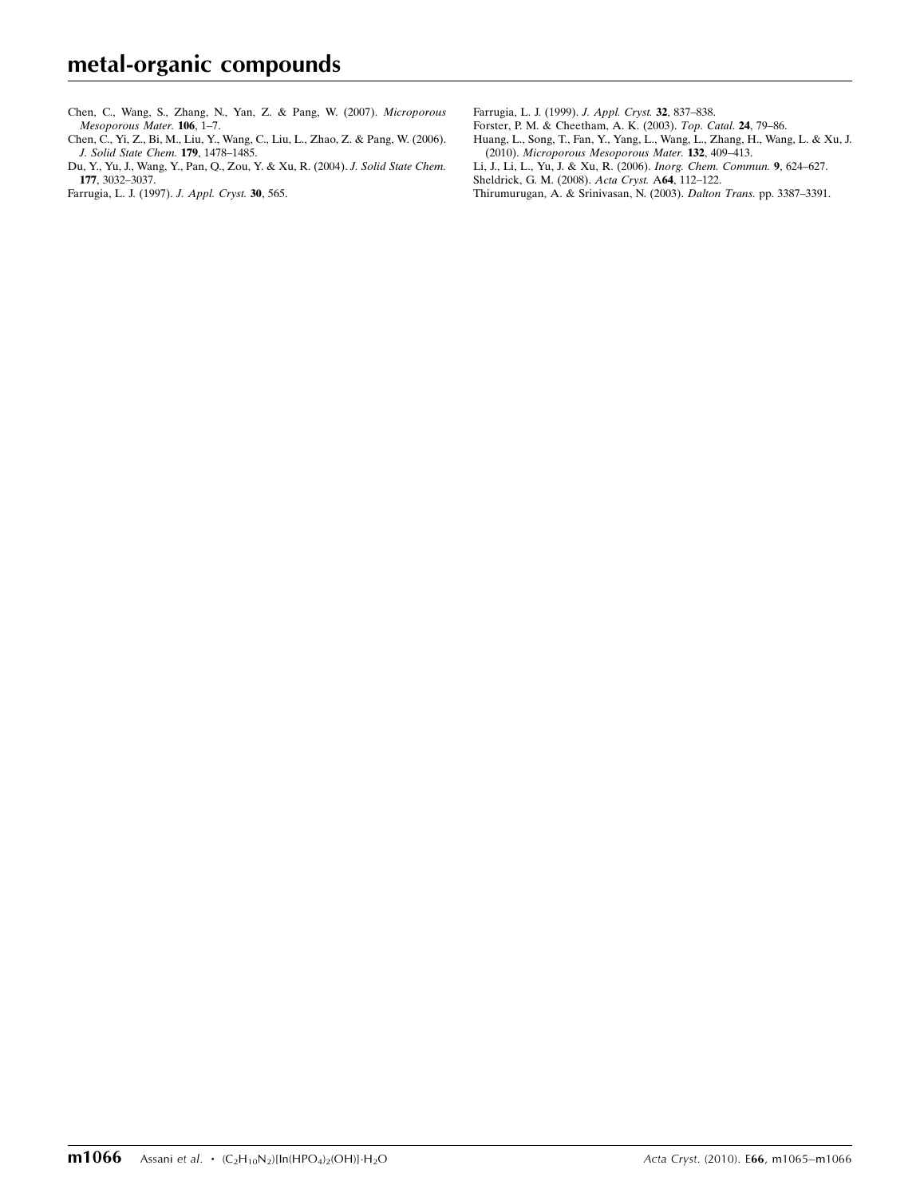Chen, C., Wang, S., Zhang, N., Yan, Z. & Pang, W. (2007). *Microporous Mesoporous Mater.* **106**, 1–7.

Chen, C., Yi, Z., Bi, M., Liu, Y., Wang, C., Liu, L., Zhao, Z. & Pang, W. (2006). *J. Solid State Chem.* **179**, 1478–1485.

Du, Y., Yu, J., Wang, Y., Pan, Q., Zou, Y. & Xu, R. (2004). *J. Solid State Chem.* **177**, 3032–3037.

Farrugia, L. J. (1997). *J. Appl. Cryst.* **30**, 565.

Farrugia, L. J. (1999). *J. Appl. Cryst.* **32**, 837–838.

Forster, P. M. & Cheetham, A. K. (2003). *Top. Catal.* **24**, 79–86.

Huang, L., Song, T., Fan, Y., Yang, L., Wang, L., Zhang, H., Wang, L. & Xu, J. (2010). *Microporous Mesoporous Mater.* **132**, 409–413.

Li, J., Li, L., Yu, J. & Xu, R. (2006). *Inorg. Chem. Commun.* **9**, 624–627.

Sheldrick, G. M. (2008). *Acta Cryst.* A**64**, 112–122.

Thirumurugan, A. & Srinivasan, N. (2003). *Dalton Trans.* pp. 3387–3391.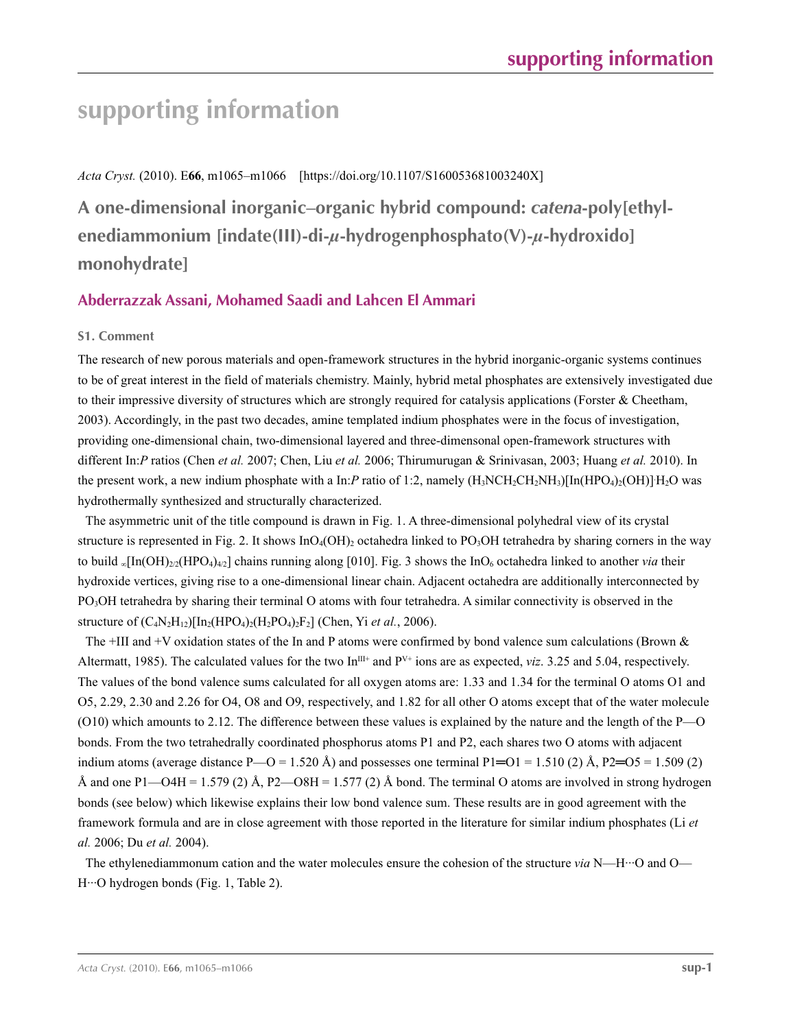# supporting information

*Acta Cryst.* (2010). E**66**, m1065–m1066 [https://doi.org/10.1107/S160053681003240X]

## A one-dimensional inorganic–organic hybrid compound: *catena*-poly[ethylenediammonium [indate(III)-di-$\mu$-hydrogenphosphato(V)-$\mu$-hydroxido] monohydrate]

### Abderrazzak Assani, Mohamed Saadi and Lahcen El Ammari

#### S1. Comment

The research of new porous materials and open-framework structures in the hybrid inorganic-organic systems continues to be of great interest in the field of materials chemistry. Mainly, hybrid metal phosphates are extensively investigated due to their impressive diversity of structures which are strongly required for catalysis applications (Forster & Cheetham, 2003). Accordingly, in the past two decades, amine templated indium phosphates were in the focus of investigation, providing one-dimensional chain, two-dimensional layered and three-dimensonal open-framework structures with different In:*P* ratios (Chen *et al.* 2007; Chen, Liu *et al.* 2006; Thirumurugan & Srinivasan, 2003; Huang *et al.* 2010). In the present work, a new indium phosphate with a In:*P* ratio of 1:2, namely $(H_3NCH_2CH_2NH_3)[In(HPO_4)_2(OH)]·H_2O$ was hydrothermally synthesized and structurally characterized.

The asymmetric unit of the title compound is drawn in Fig. 1. A three-dimensional polyhedral view of its crystal structure is represented in Fig. 2. It shows $InO_4(OH)_2$ octahedra linked to $PO_3OH$ tetrahedra by sharing corners in the way to build $_\infty[In(OH)_{2/2}(HPO_4)_{4/2}]$ chains running along [010]. Fig. 3 shows the $InO_6$ octahedra linked to another *via* their hydroxide vertices, giving rise to a one-dimensional linear chain. Adjacent octahedra are additionally interconnected by $PO_3OH$ tetrahedra by sharing their terminal O atoms with four tetrahedra. A similar connectivity is observed in the structure of $(C_4N_2H_{12})[In_2(HPO_4)_2(H_2PO_4)_2F_2]$ (Chen, Yi *et al.*, 2006).

The +III and +V oxidation states of the In and P atoms were confirmed by bond valence sum calculations (Brown & Altermatt, 1985). The calculated values for the two $In^{III+}$ and $P^{V+}$ ions are as expected, *viz*. 3.25 and 5.04, respectively. The values of the bond valence sums calculated for all oxygen atoms are: 1.33 and 1.34 for the terminal O atoms O1 and O5, 2.29, 2.30 and 2.26 for O4, O8 and O9, respectively, and 1.82 for all other O atoms except that of the water molecule (O10) which amounts to 2.12. The difference between these values is explained by the nature and the length of the P—O bonds. From the two tetrahedrally coordinated phosphorus atoms P1 and P2, each shares two O atoms with adjacent indium atoms (average distance P—O = 1.520 Å) and possesses one terminal P1═O1 = 1.510 (2) Å, P2═O5 = 1.509 (2) Å and one P1—O4H = 1.579 (2) Å, P2—O8H = 1.577 (2) Å bond. The terminal O atoms are involved in strong hydrogen bonds (see below) which likewise explains their low bond valence sum. These results are in good agreement with the framework formula and are in close agreement with those reported in the literature for similar indium phosphates (Li *et al.* 2006; Du *et al.* 2004).

The ethylenediammonum cation and the water molecules ensure the cohesion of the structure *via* N—H···O and O—H···O hydrogen bonds (Fig. 1, Table 2).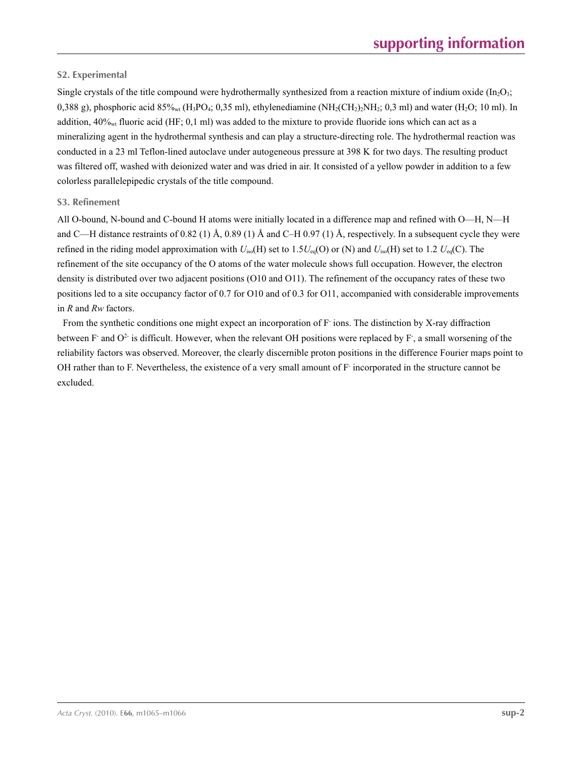### S2. Experimental

Single crystals of the title compound were hydrothermally synthesized from a reaction mixture of indium oxide ($In_2O_3$; 0,388 g), phosphoric acid 85%$_{wt}$ ($H_3PO_4$; 0,35 ml), ethylenediamine ($NH_2(CH_2)_2NH_2$; 0,3 ml) and water ($H_2O$; 10 ml). In addition, 40%$_{wt}$ fluoric acid (HF; 0,1 ml) was added to the mixture to provide fluoride ions which can act as a mineralizing agent in the hydrothermal synthesis and can play a structure-directing role. The hydrothermal reaction was conducted in a 23 ml Teflon-lined autoclave under autogeneous pressure at 398 K for two days. The resulting product was filtered off, washed with deionized water and was dried in air. It consisted of a yellow powder in addition to a few colorless parallelepipedic crystals of the title compound.

### S3. Refinement

All O-bound, N-bound and C-bound H atoms were initially located in a difference map and refined with O—H, N—H and C—H distance restraints of 0.82 (1) Å, 0.89 (1) Å and C–H 0.97 (1) Å, respectively. In a subsequent cycle they were refined in the riding model approximation with $U_{iso}$(H) set to 1.5$U_{eq}$(O) or (N) and $U_{iso}$(H) set to 1.2 $U_{eq}$(C). The refinement of the site occupancy of the O atoms of the water molecule shows full occupation. However, the electron density is distributed over two adjacent positions (O10 and O11). The refinement of the occupancy rates of these two positions led to a site occupancy factor of 0.7 for O10 and of 0.3 for O11, accompanied with considerable improvements in *R* and *Rw* factors.

From the synthetic conditions one might expect an incorporation of $F^-$ ions. The distinction by X-ray diffraction between $F^-$ and $O^{2-}$ is difficult. However, when the relevant OH positions were replaced by $F^-$, a small worsening of the reliability factors was observed. Moreover, the clearly discernible proton positions in the difference Fourier maps point to OH rather than to F. Nevertheless, the existence of a very small amount of $F^-$ incorporated in the structure cannot be excluded.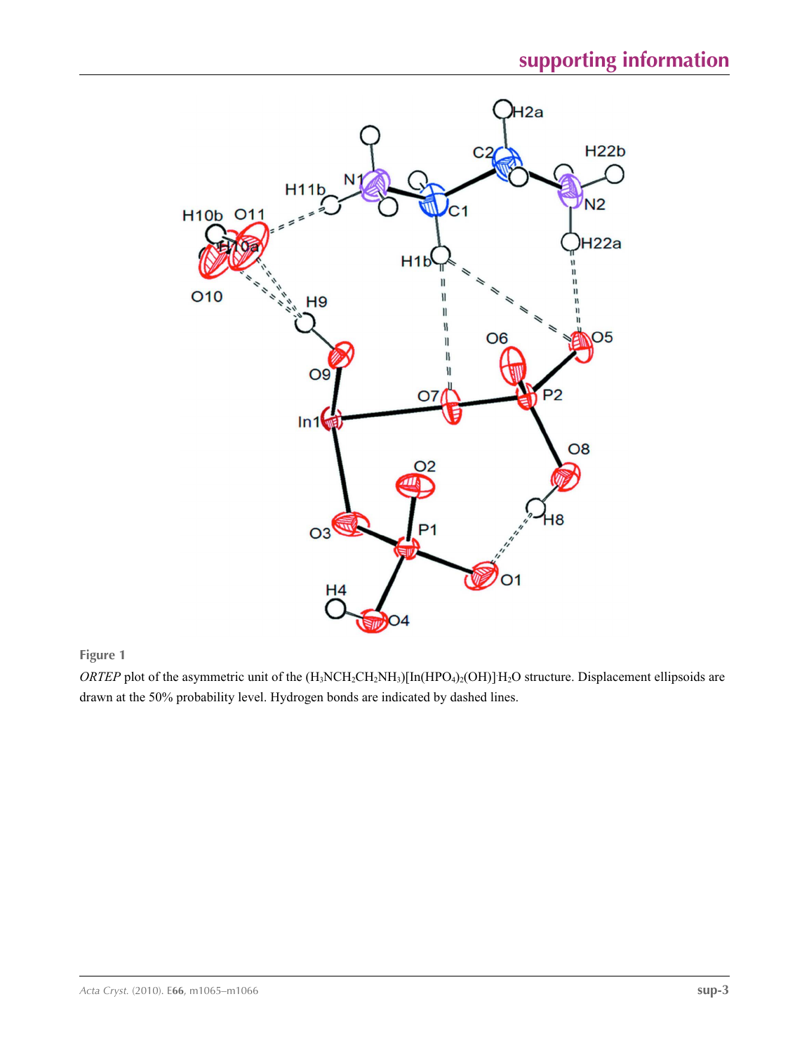**Figure 1**

*ORTEP* plot of the asymmetric unit of the $(H_3NCH_2CH_2NH_3)[In(HPO_4)_2(OH)]{\cdot}H_2O$ structure. Displacement ellipsoids are drawn at the 50% probability level. Hydrogen bonds are indicated by dashed lines.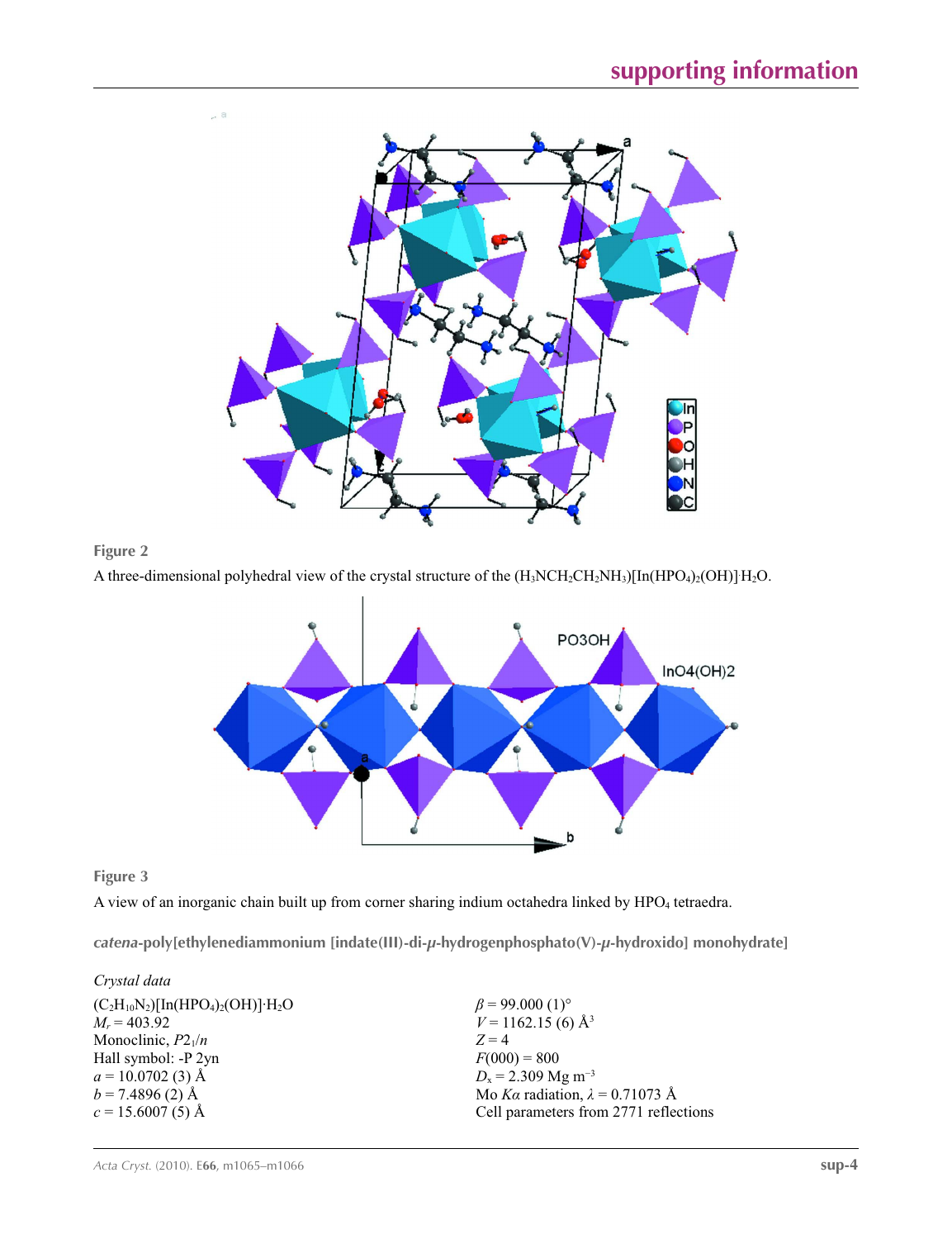**Figure 2**

A three-dimensional polyhedral view of the crystal structure of the $(H_3NCH_2CH_2NH_3)[In(HPO_4)_2(OH)]\cdot H_2O$.

**Figure 3**

A view of an inorganic chain built up from corner sharing indium octahedra linked by $HPO_4$ tetraedra.

## *catena*-poly[ethylenediammonium [indate(III)-di-$\mu$-hydrogenphosphato(V)-$\mu$-hydroxido] monohydrate]

### *Crystal data*

$(C_2H_{10}N_2)[In(HPO_4)_2(OH)]\cdot H_2O$
$M_r = 403.92$
Monoclinic, $P2_1/n$
Hall symbol: -P 2yn
$a = 10.0702$ (3) Å
$b = 7.4896$ (2) Å
$c = 15.6007$ (5) Å
$\beta = 99.000$ (1)°
$V = 1162.15$ (6) Å$^3$
$Z = 4$
$F(000) = 800$
$D_x = 2.309$ Mg m$^{-3}$
Mo $K\alpha$ radiation, $\lambda = 0.71073$ Å
Cell parameters from 2771 reflections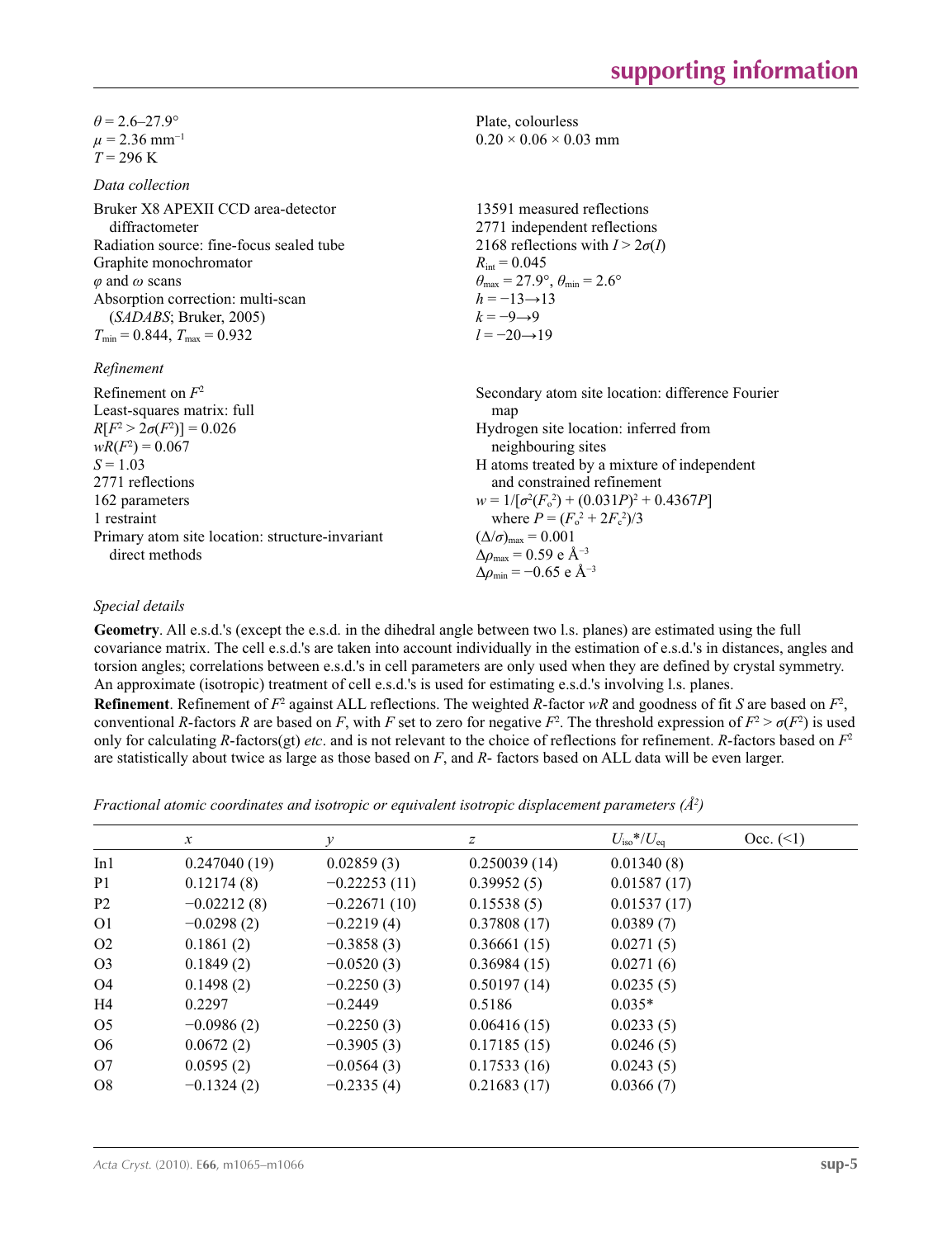$\theta = 2.6–27.9°$
$\mu = 2.36$ mm$^{-1}$
$T = 296$ K

Plate, colourless
$0.20 \times 0.06 \times 0.03$ mm

*Data collection*

Bruker X8 APEXII CCD area-detector diffractometer
Radiation source: fine-focus sealed tube
Graphite monochromator
$\varphi$ and $\omega$ scans
Absorption correction: multi-scan (*SADABS*; Bruker, 2005)
$T_{min} = 0.844$, $T_{max} = 0.932$

13591 measured reflections
2771 independent reflections
2168 reflections with $I > 2\sigma(I)$
$R_{int} = 0.045$
$\theta_{max} = 27.9°$, $\theta_{min} = 2.6°$
$h = -13 \rightarrow 13$
$k = -9 \rightarrow 9$
$l = -20 \rightarrow 19$

*Refinement*

Refinement on $F^2$
Least-squares matrix: full
$R[F^2 > 2\sigma(F^2)] = 0.026$
$wR(F^2) = 0.067$
$S = 1.03$
2771 reflections
162 parameters
1 restraint
Primary atom site location: structure-invariant direct methods

Secondary atom site location: difference Fourier map
Hydrogen site location: inferred from neighbouring sites
H atoms treated by a mixture of independent and constrained refinement
$w = 1/[\sigma^2(F_o^2) + (0.031P)^2 + 0.4367P]$
where $P = (F_o^2 + 2F_c^2)/3$
$(\Delta/\sigma)_{max} = 0.001$
$\Delta\rho_{max} = 0.59$ e Å$^{-3}$
$\Delta\rho_{min} = -0.65$ e Å$^{-3}$

*Special details*

**Geometry**. All e.s.d.'s (except the e.s.d. in the dihedral angle between two l.s. planes) are estimated using the full covariance matrix. The cell e.s.d.'s are taken into account individually in the estimation of e.s.d.'s in distances, angles and torsion angles; correlations between e.s.d.'s in cell parameters are only used when they are defined by crystal symmetry. An approximate (isotropic) treatment of cell e.s.d.'s is used for estimating e.s.d.'s involving l.s. planes.

**Refinement**. Refinement of $F^2$ against ALL reflections. The weighted $R$-factor $wR$ and goodness of fit $S$ are based on $F^2$, conventional $R$-factors $R$ are based on $F$, with $F$ set to zero for negative $F^2$. The threshold expression of $F^2 > \sigma(F^2)$ is used only for calculating $R$-factors(gt) *etc*. and is not relevant to the choice of reflections for refinement. $R$-factors based on $F^2$ are statistically about twice as large as those based on $F$, and $R$- factors based on ALL data will be even larger.

*Fractional atomic coordinates and isotropic or equivalent isotropic displacement parameters (Å$^2$)*

| | $x$ | $y$ | $z$ | $U_{iso}$*/$U_{eq}$ | Occ. (<1) |
|---|---|---|---|---|---|
| In1 | 0.247040 (19) | 0.02859 (3) | 0.250039 (14) | 0.01340 (8) | |
| P1 | 0.12174 (8) | −0.22253 (11) | 0.39952 (5) | 0.01587 (17) | |
| P2 | −0.02212 (8) | −0.22671 (10) | 0.15538 (5) | 0.01537 (17) | |
| O1 | −0.0298 (2) | −0.2219 (4) | 0.37808 (17) | 0.0389 (7) | |
| O2 | 0.1861 (2) | −0.3858 (3) | 0.36661 (15) | 0.0271 (5) | |
| O3 | 0.1849 (2) | −0.0520 (3) | 0.36984 (15) | 0.0271 (6) | |
| O4 | 0.1498 (2) | −0.2250 (3) | 0.50197 (14) | 0.0235 (5) | |
| H4 | 0.2297 | −0.2449 | 0.5186 | 0.035* | |
| O5 | −0.0986 (2) | −0.2250 (3) | 0.06416 (15) | 0.0233 (5) | |
| O6 | 0.0672 (2) | −0.3905 (3) | 0.17185 (15) | 0.0246 (5) | |
| O7 | 0.0595 (2) | −0.0564 (3) | 0.17533 (16) | 0.0243 (5) | |
| O8 | −0.1324 (2) | −0.2335 (4) | 0.21683 (17) | 0.0366 (7) | |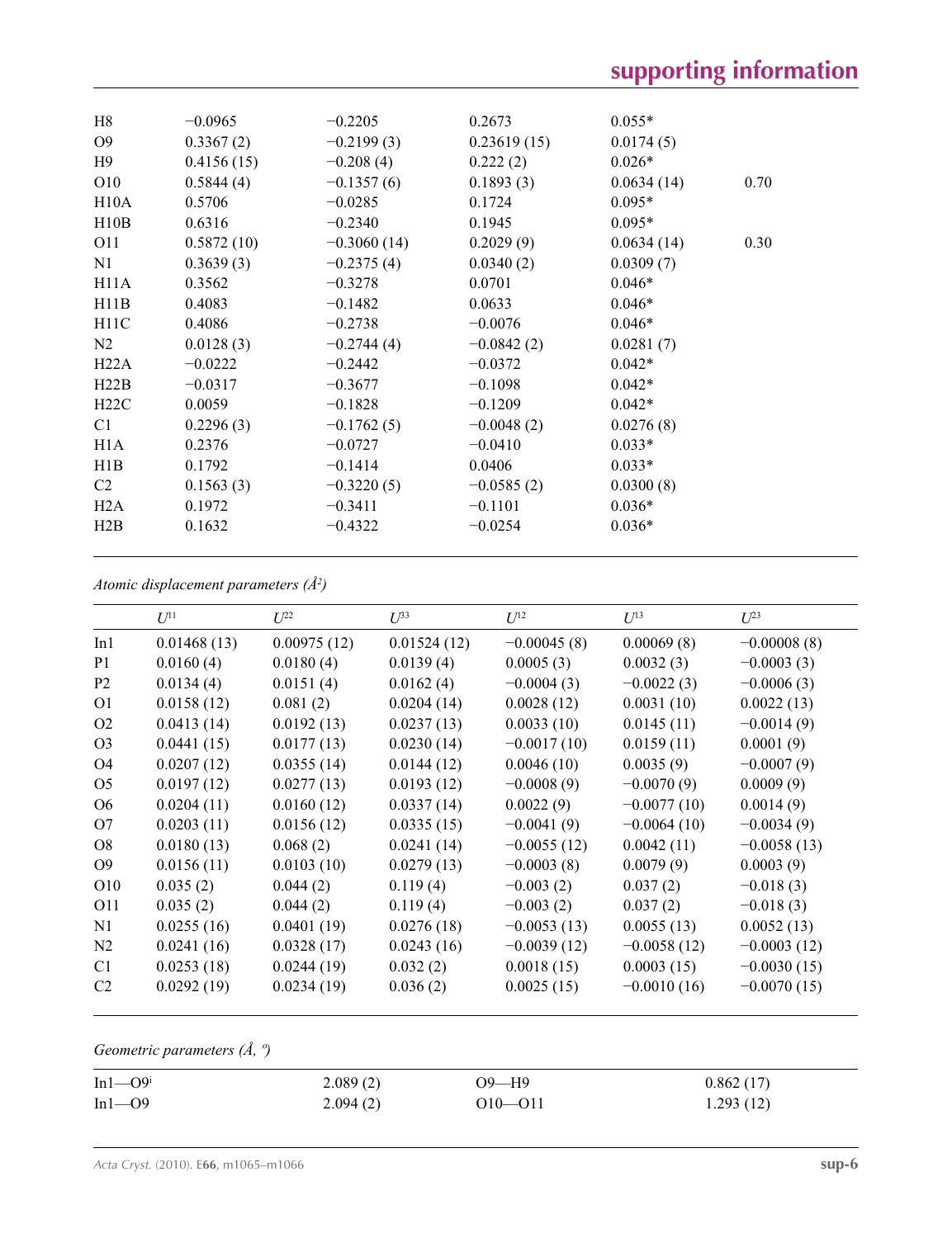| | | | | | |
|---|---|---|---|---|---|
| H8 | −0.0965 | −0.2205 | 0.2673 | 0.055* | |
| O9 | 0.3367 (2) | −0.2199 (3) | 0.23619 (15) | 0.0174 (5) | |
| H9 | 0.4156 (15) | −0.208 (4) | 0.222 (2) | 0.026* | |
| O10 | 0.5844 (4) | −0.1357 (6) | 0.1893 (3) | 0.0634 (14) | 0.70 |
| H10A | 0.5706 | −0.0285 | 0.1724 | 0.095* | |
| H10B | 0.6316 | −0.2340 | 0.1945 | 0.095* | |
| O11 | 0.5872 (10) | −0.3060 (14) | 0.2029 (9) | 0.0634 (14) | 0.30 |
| N1 | 0.3639 (3) | −0.2375 (4) | 0.0340 (2) | 0.0309 (7) | |
| H11A | 0.3562 | −0.3278 | 0.0701 | 0.046* | |
| H11B | 0.4083 | −0.1482 | 0.0633 | 0.046* | |
| H11C | 0.4086 | −0.2738 | −0.0076 | 0.046* | |
| N2 | 0.0128 (3) | −0.2744 (4) | −0.0842 (2) | 0.0281 (7) | |
| H22A | −0.0222 | −0.2442 | −0.0372 | 0.042* | |
| H22B | −0.0317 | −0.3677 | −0.1098 | 0.042* | |
| H22C | 0.0059 | −0.1828 | −0.1209 | 0.042* | |
| C1 | 0.2296 (3) | −0.1762 (5) | −0.0048 (2) | 0.0276 (8) | |
| H1A | 0.2376 | −0.0727 | −0.0410 | 0.033* | |
| H1B | 0.1792 | −0.1414 | 0.0406 | 0.033* | |
| C2 | 0.1563 (3) | −0.3220 (5) | −0.0585 (2) | 0.0300 (8) | |
| H2A | 0.1972 | −0.3411 | −0.1101 | 0.036* | |
| H2B | 0.1632 | −0.4322 | −0.0254 | 0.036* | |

*Atomic displacement parameters ($Å^2$)*

| | $U^{11}$ | $U^{22}$ | $U^{33}$ | $U^{12}$ | $U^{13}$ | $U^{23}$ |
|---|---|---|---|---|---|---|
| In1 | 0.01468 (13) | 0.00975 (12) | 0.01524 (12) | −0.00045 (8) | 0.00069 (8) | −0.00008 (8) |
| P1 | 0.0160 (4) | 0.0180 (4) | 0.0139 (4) | 0.0005 (3) | 0.0032 (3) | −0.0003 (3) |
| P2 | 0.0134 (4) | 0.0151 (4) | 0.0162 (4) | −0.0004 (3) | −0.0022 (3) | −0.0006 (3) |
| O1 | 0.0158 (12) | 0.081 (2) | 0.0204 (14) | 0.0028 (12) | 0.0031 (10) | 0.0022 (13) |
| O2 | 0.0413 (14) | 0.0192 (13) | 0.0237 (13) | 0.0033 (10) | 0.0145 (11) | −0.0014 (9) |
| O3 | 0.0441 (15) | 0.0177 (13) | 0.0230 (14) | −0.0017 (10) | 0.0159 (11) | 0.0001 (9) |
| O4 | 0.0207 (12) | 0.0355 (14) | 0.0144 (12) | 0.0046 (10) | 0.0035 (9) | −0.0007 (9) |
| O5 | 0.0197 (12) | 0.0277 (13) | 0.0193 (12) | −0.0008 (9) | −0.0070 (9) | 0.0009 (9) |
| O6 | 0.0204 (11) | 0.0160 (12) | 0.0337 (14) | 0.0022 (9) | −0.0077 (10) | 0.0014 (9) |
| O7 | 0.0203 (11) | 0.0156 (12) | 0.0335 (15) | −0.0041 (9) | −0.0064 (10) | −0.0034 (9) |
| O8 | 0.0180 (13) | 0.068 (2) | 0.0241 (14) | −0.0055 (12) | 0.0042 (11) | −0.0058 (13) |
| O9 | 0.0156 (11) | 0.0103 (10) | 0.0279 (13) | −0.0003 (8) | 0.0079 (9) | 0.0003 (9) |
| O10 | 0.035 (2) | 0.044 (2) | 0.119 (4) | −0.003 (2) | 0.037 (2) | −0.018 (3) |
| O11 | 0.035 (2) | 0.044 (2) | 0.119 (4) | −0.003 (2) | 0.037 (2) | −0.018 (3) |
| N1 | 0.0255 (16) | 0.0401 (19) | 0.0276 (18) | −0.0053 (13) | 0.0055 (13) | 0.0052 (13) |
| N2 | 0.0241 (16) | 0.0328 (17) | 0.0243 (16) | −0.0039 (12) | −0.0058 (12) | −0.0003 (12) |
| C1 | 0.0253 (18) | 0.0244 (19) | 0.032 (2) | 0.0018 (15) | 0.0003 (15) | −0.0030 (15) |
| C2 | 0.0292 (19) | 0.0234 (19) | 0.036 (2) | 0.0025 (15) | −0.0010 (16) | −0.0070 (15) |

*Geometric parameters (Å, º)*

| | | | |
|---|---|---|---|
| In1—O9$^{i}$ | 2.089 (2) | O9—H9 | 0.862 (17) |
| In1—O9 | 2.094 (2) | O10—O11 | 1.293 (12) |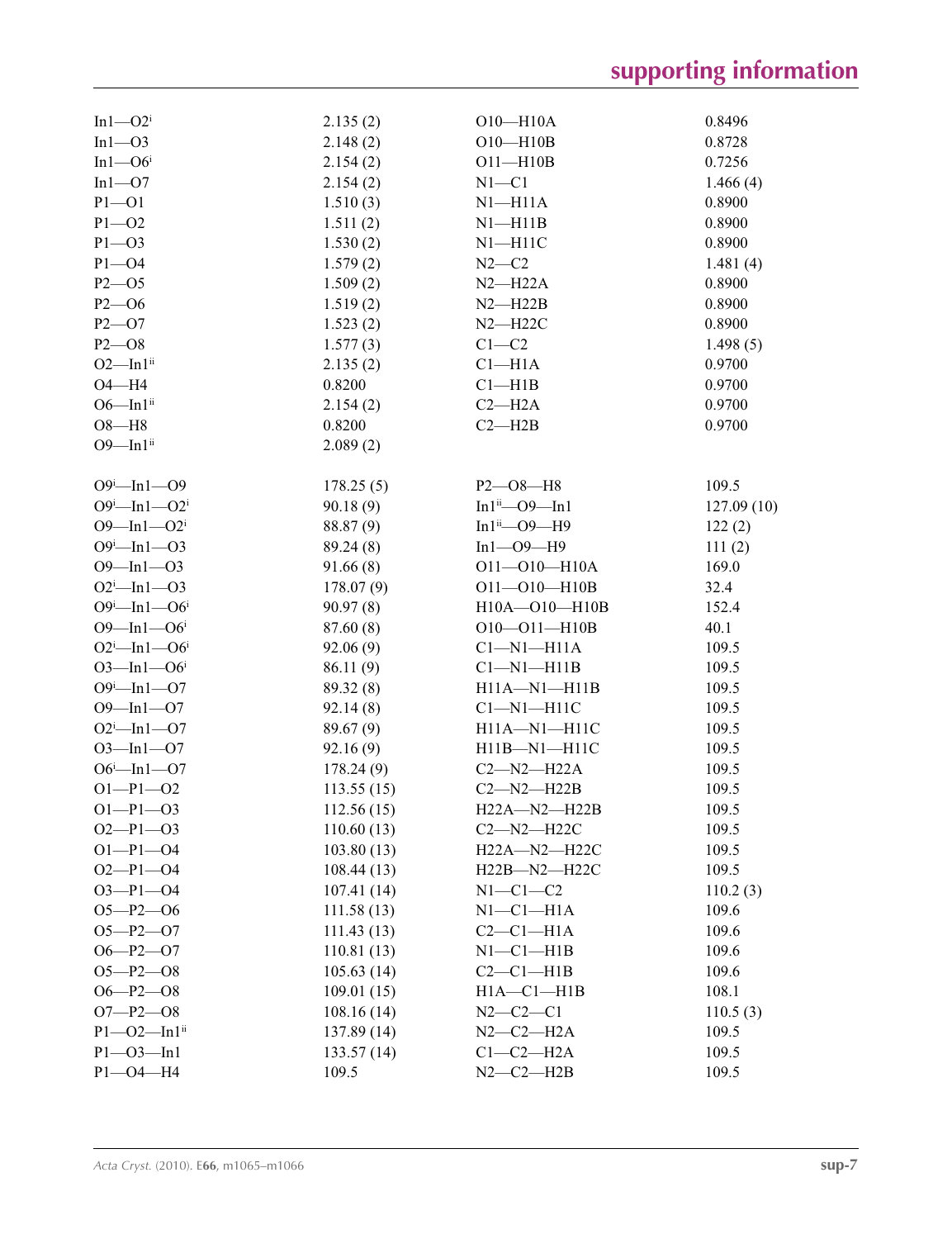| | | | |
|---|---|---|---|
| In1—O2[i] | 2.135 (2) | O10—H10A | 0.8496 |
| In1—O3 | 2.148 (2) | O10—H10B | 0.8728 |
| In1—O6[i] | 2.154 (2) | O11—H10B | 0.7256 |
| In1—O7 | 2.154 (2) | N1—C1 | 1.466 (4) |
| P1—O1 | 1.510 (3) | N1—H11A | 0.8900 |
| P1—O2 | 1.511 (2) | N1—H11B | 0.8900 |
| P1—O3 | 1.530 (2) | N1—H11C | 0.8900 |
| P1—O4 | 1.579 (2) | N2—C2 | 1.481 (4) |
| P2—O5 | 1.509 (2) | N2—H22A | 0.8900 |
| P2—O6 | 1.519 (2) | N2—H22B | 0.8900 |
| P2—O7 | 1.523 (2) | N2—H22C | 0.8900 |
| P2—O8 | 1.577 (3) | C1—C2 | 1.498 (5) |
| O2—In1[ii] | 2.135 (2) | C1—H1A | 0.9700 |
| O4—H4 | 0.8200 | C1—H1B | 0.9700 |
| O6—In1[ii] | 2.154 (2) | C2—H2A | 0.9700 |
| O8—H8 | 0.8200 | C2—H2B | 0.9700 |
| O9—In1[ii] | 2.089 (2) | | |
| | | | |
| O9[i]—In1—O9 | 178.25 (5) | P2—O8—H8 | 109.5 |
| O9[i]—In1—O2[i] | 90.18 (9) | In1[ii]—O9—In1 | 127.09 (10) |
| O9—In1—O2[i] | 88.87 (9) | In1[ii]—O9—H9 | 122 (2) |
| O9[i]—In1—O3 | 89.24 (8) | In1—O9—H9 | 111 (2) |
| O9—In1—O3 | 91.66 (8) | O11—O10—H10A | 169.0 |
| O2[i]—In1—O3 | 178.07 (9) | O11—O10—H10B | 32.4 |
| O9[i]—In1—O6[i] | 90.97 (8) | H10A—O10—H10B | 152.4 |
| O9—In1—O6[i] | 87.60 (8) | O10—O11—H10B | 40.1 |
| O2[i]—In1—O6[i] | 92.06 (9) | C1—N1—H11A | 109.5 |
| O3—In1—O6[i] | 86.11 (9) | C1—N1—H11B | 109.5 |
| O9[i]—In1—O7 | 89.32 (8) | H11A—N1—H11B | 109.5 |
| O9—In1—O7 | 92.14 (8) | C1—N1—H11C | 109.5 |
| O2[i]—In1—O7 | 89.67 (9) | H11A—N1—H11C | 109.5 |
| O3—In1—O7 | 92.16 (9) | H11B—N1—H11C | 109.5 |
| O6[i]—In1—O7 | 178.24 (9) | C2—N2—H22A | 109.5 |
| O1—P1—O2 | 113.55 (15) | C2—N2—H22B | 109.5 |
| O1—P1—O3 | 112.56 (15) | H22A—N2—H22B | 109.5 |
| O2—P1—O3 | 110.60 (13) | C2—N2—H22C | 109.5 |
| O1—P1—O4 | 103.80 (13) | H22A—N2—H22C | 109.5 |
| O2—P1—O4 | 108.44 (13) | H22B—N2—H22C | 109.5 |
| O3—P1—O4 | 107.41 (14) | N1—C1—C2 | 110.2 (3) |
| O5—P2—O6 | 111.58 (13) | N1—C1—H1A | 109.6 |
| O5—P2—O7 | 111.43 (13) | C2—C1—H1A | 109.6 |
| O6—P2—O7 | 110.81 (13) | N1—C1—H1B | 109.6 |
| O5—P2—O8 | 105.63 (14) | C2—C1—H1B | 109.6 |
| O6—P2—O8 | 109.01 (15) | H1A—C1—H1B | 108.1 |
| O7—P2—O8 | 108.16 (14) | N2—C2—C1 | 110.5 (3) |
| P1—O2—In1[ii] | 137.89 (14) | N2—C2—H2A | 109.5 |
| P1—O3—In1 | 133.57 (14) | C1—C2—H2A | 109.5 |
| P1—O4—H4 | 109.5 | N2—C2—H2B | 109.5 |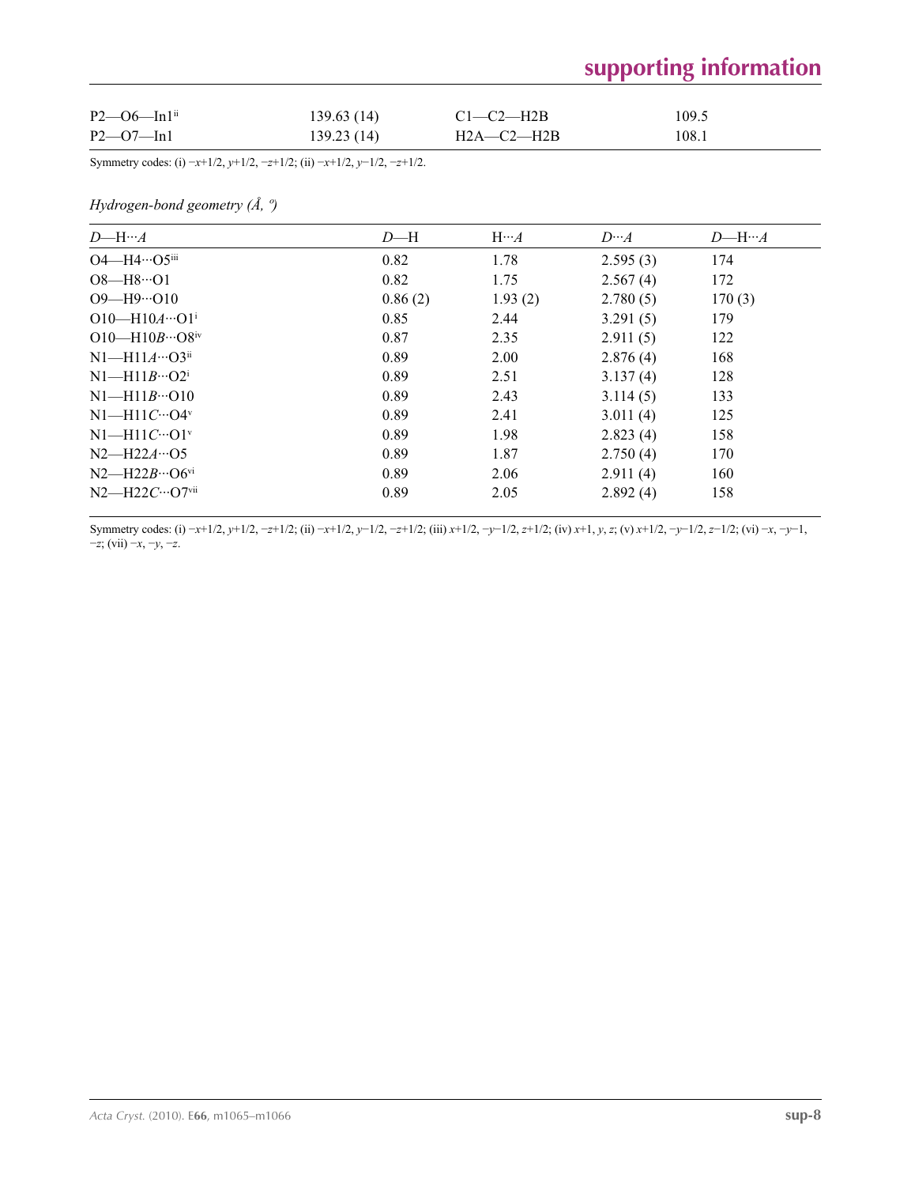| | | | |
|---|---|---|---|
| P2—O6—In1[ii] | 139.63 (14) | C1—C2—H2B | 109.5 |
| P2—O7—In1 | 139.23 (14) | H2A—C2—H2B | 108.1 |

Symmetry codes: (i) −*x*+1/2, *y*+1/2, −*z*+1/2; (ii) −*x*+1/2, *y*−1/2, −*z*+1/2.

*Hydrogen-bond geometry (Å, º)*

| *D*—H···*A* | *D*—H | H···*A* | *D*···*A* | *D*—H···*A* |
|---|---|---|---|---|
| O4—H4···O5[iii] | 0.82 | 1.78 | 2.595 (3) | 174 |
| O8—H8···O1 | 0.82 | 1.75 | 2.567 (4) | 172 |
| O9—H9···O10 | 0.86 (2) | 1.93 (2) | 2.780 (5) | 170 (3) |
| O10—H10*A*···O1[i] | 0.85 | 2.44 | 3.291 (5) | 179 |
| O10—H10*B*···O8[iv] | 0.87 | 2.35 | 2.911 (5) | 122 |
| N1—H11*A*···O3[ii] | 0.89 | 2.00 | 2.876 (4) | 168 |
| N1—H11*B*···O2[i] | 0.89 | 2.51 | 3.137 (4) | 128 |
| N1—H11*B*···O10 | 0.89 | 2.43 | 3.114 (5) | 133 |
| N1—H11*C*···O4[v] | 0.89 | 2.41 | 3.011 (4) | 125 |
| N1—H11*C*···O1[v] | 0.89 | 1.98 | 2.823 (4) | 158 |
| N2—H22*A*···O5 | 0.89 | 1.87 | 2.750 (4) | 170 |
| N2—H22*B*···O6[vi] | 0.89 | 2.06 | 2.911 (4) | 160 |
| N2—H22*C*···O7[vii] | 0.89 | 2.05 | 2.892 (4) | 158 |

Symmetry codes: (i) −*x*+1/2, *y*+1/2, −*z*+1/2; (ii) −*x*+1/2, *y*−1/2, −*z*+1/2; (iii) *x*+1/2, −*y*−1/2, *z*+1/2; (iv) *x*+1, *y*, *z*; (v) *x*+1/2, −*y*−1/2, *z*−1/2; (vi) −*x*, −*y*−1, −*z*; (vii) −*x*, −*y*, −*z*.